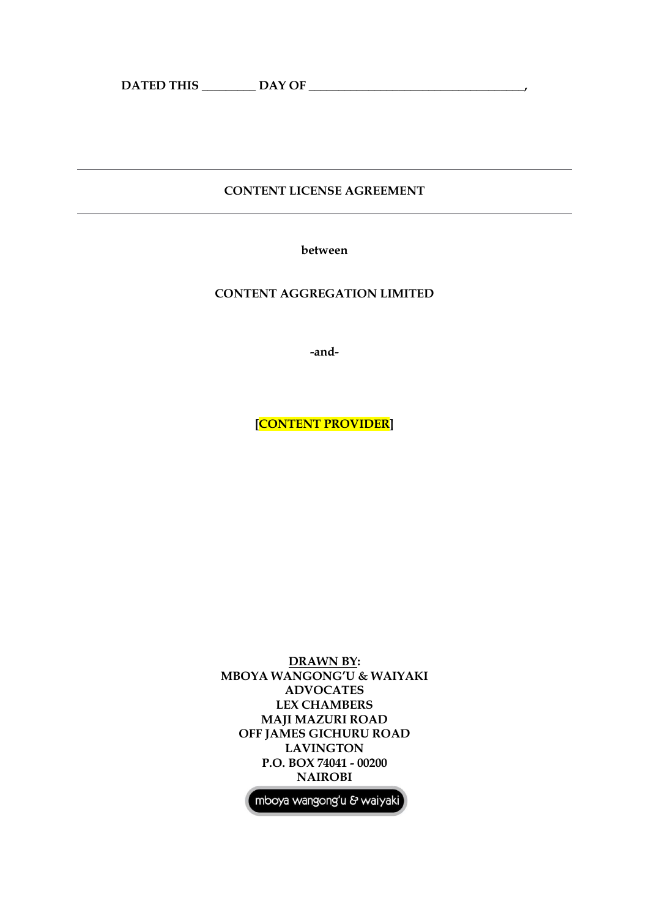**DATED THIS _________ DAY OF ___________________________________,**

---

**CONTENT LICENSE AGREEMENT**

---

**between**

**CONTENT AGGREGATION LIMITED**

**-and-**

**[CONTENT PROVIDER]**

**DRAWN BY:**
**MBOYA WANGONG'U & WAIYAKI**
**ADVOCATES**
**LEX CHAMBERS**
**MAJI MAZURI ROAD**
**OFF JAMES GICHURU ROAD**
**LAVINGTON**
**P.O. BOX 74041 - 00200**
**NAIROBI**

mboya wangong'u & waiyaki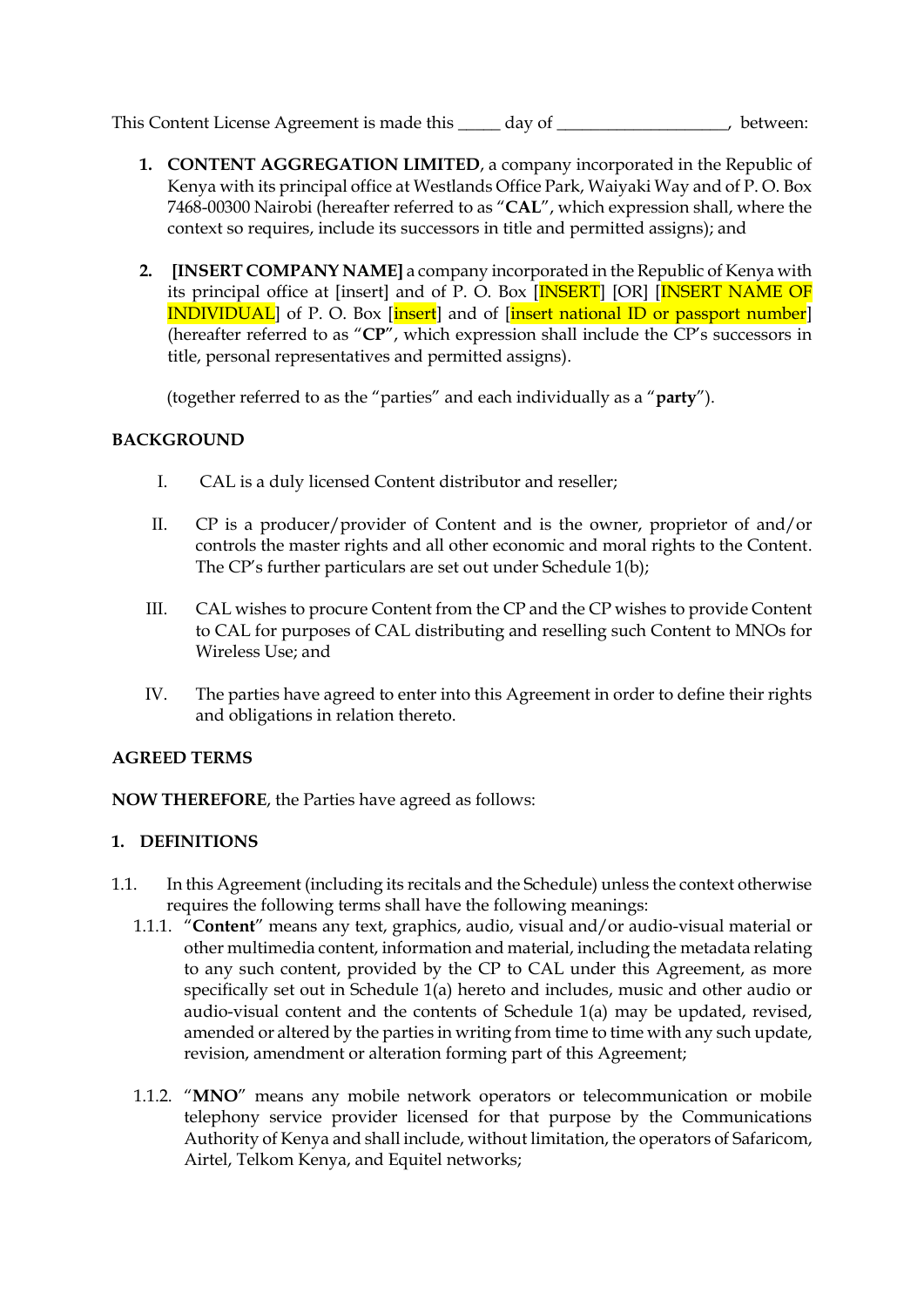This Content License Agreement is made this _____ day of ____________________, between:

1. **CONTENT AGGREGATION LIMITED**, a company incorporated in the Republic of Kenya with its principal office at Westlands Office Park, Waiyaki Way and of P. O. Box 7468-00300 Nairobi (hereafter referred to as "**CAL**", which expression shall, where the context so requires, include its successors in title and permitted assigns); and

2. **[INSERT COMPANY NAME]** a company incorporated in the Republic of Kenya with its principal office at [insert] and of P. O. Box [INSERT] [OR] [INSERT NAME OF INDIVIDUAL] of P. O. Box [insert] and of [insert national ID or passport number] (hereafter referred to as "**CP**", which expression shall include the CP's successors in title, personal representatives and permitted assigns).

   (together referred to as the "parties" and each individually as a "**party**").

**BACKGROUND**

I. CAL is a duly licensed Content distributor and reseller;

II. CP is a producer/provider of Content and is the owner, proprietor of and/or controls the master rights and all other economic and moral rights to the Content. The CP's further particulars are set out under Schedule 1(b);

III. CAL wishes to procure Content from the CP and the CP wishes to provide Content to CAL for purposes of CAL distributing and reselling such Content to MNOs for Wireless Use; and

IV. The parties have agreed to enter into this Agreement in order to define their rights and obligations in relation thereto.

**AGREED TERMS**

**NOW THEREFORE**, the Parties have agreed as follows:

## 1. DEFINITIONS

1.1. In this Agreement (including its recitals and the Schedule) unless the context otherwise requires the following terms shall have the following meanings:

1.1.1. "**Content**" means any text, graphics, audio, visual and/or audio-visual material or other multimedia content, information and material, including the metadata relating to any such content, provided by the CP to CAL under this Agreement, as more specifically set out in Schedule 1(a) hereto and includes, music and other audio or audio-visual content and the contents of Schedule 1(a) may be updated, revised, amended or altered by the parties in writing from time to time with any such update, revision, amendment or alteration forming part of this Agreement;

1.1.2. "**MNO**" means any mobile network operators or telecommunication or mobile telephony service provider licensed for that purpose by the Communications Authority of Kenya and shall include, without limitation, the operators of Safaricom, Airtel, Telkom Kenya, and Equitel networks;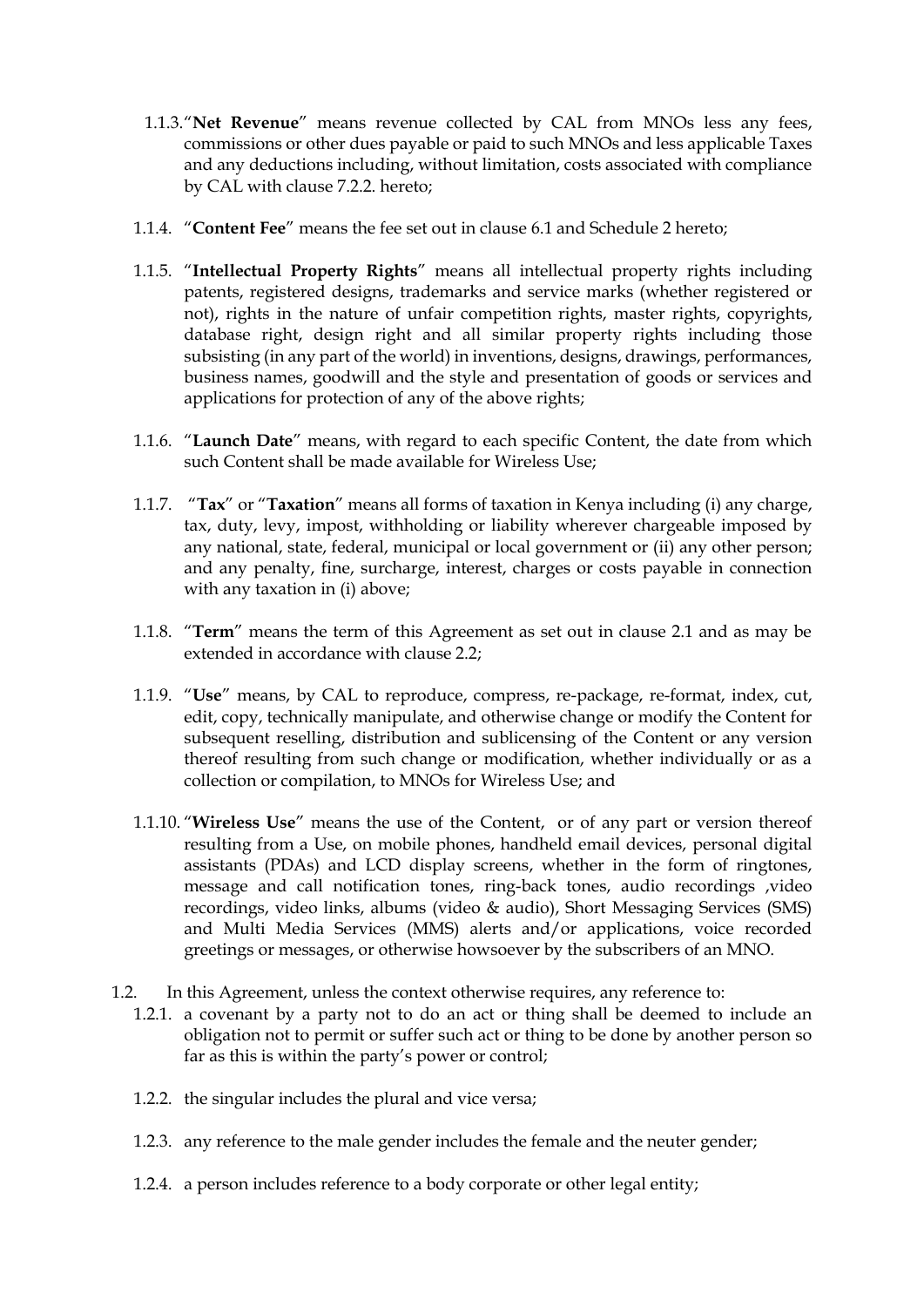1.1.3. “**Net Revenue**” means revenue collected by CAL from MNOs less any fees, commissions or other dues payable or paid to such MNOs and less applicable Taxes and any deductions including, without limitation, costs associated with compliance by CAL with clause 7.2.2. hereto;

1.1.4. “**Content Fee**” means the fee set out in clause 6.1 and Schedule 2 hereto;

1.1.5. “**Intellectual Property Rights**” means all intellectual property rights including patents, registered designs, trademarks and service marks (whether registered or not), rights in the nature of unfair competition rights, master rights, copyrights, database right, design right and all similar property rights including those subsisting (in any part of the world) in inventions, designs, drawings, performances, business names, goodwill and the style and presentation of goods or services and applications for protection of any of the above rights;

1.1.6. “**Launch Date**” means, with regard to each specific Content, the date from which such Content shall be made available for Wireless Use;

1.1.7. “**Tax**” or “**Taxation**” means all forms of taxation in Kenya including (i) any charge, tax, duty, levy, impost, withholding or liability wherever chargeable imposed by any national, state, federal, municipal or local government or (ii) any other person; and any penalty, fine, surcharge, interest, charges or costs payable in connection with any taxation in (i) above;

1.1.8. “**Term**” means the term of this Agreement as set out in clause 2.1 and as may be extended in accordance with clause 2.2;

1.1.9. “**Use**” means, by CAL to reproduce, compress, re-package, re-format, index, cut, edit, copy, technically manipulate, and otherwise change or modify the Content for subsequent reselling, distribution and sublicensing of the Content or any version thereof resulting from such change or modification, whether individually or as a collection or compilation, to MNOs for Wireless Use; and

1.1.10. “**Wireless Use**” means the use of the Content, or of any part or version thereof resulting from a Use, on mobile phones, handheld email devices, personal digital assistants (PDAs) and LCD display screens, whether in the form of ringtones, message and call notification tones, ring-back tones, audio recordings ,video recordings, video links, albums (video & audio), Short Messaging Services (SMS) and Multi Media Services (MMS) alerts and/or applications, voice recorded greetings or messages, or otherwise howsoever by the subscribers of an MNO.

1.2. In this Agreement, unless the context otherwise requires, any reference to:

1.2.1. a covenant by a party not to do an act or thing shall be deemed to include an obligation not to permit or suffer such act or thing to be done by another person so far as this is within the party’s power or control;

1.2.2. the singular includes the plural and vice versa;

1.2.3. any reference to the male gender includes the female and the neuter gender;

1.2.4. a person includes reference to a body corporate or other legal entity;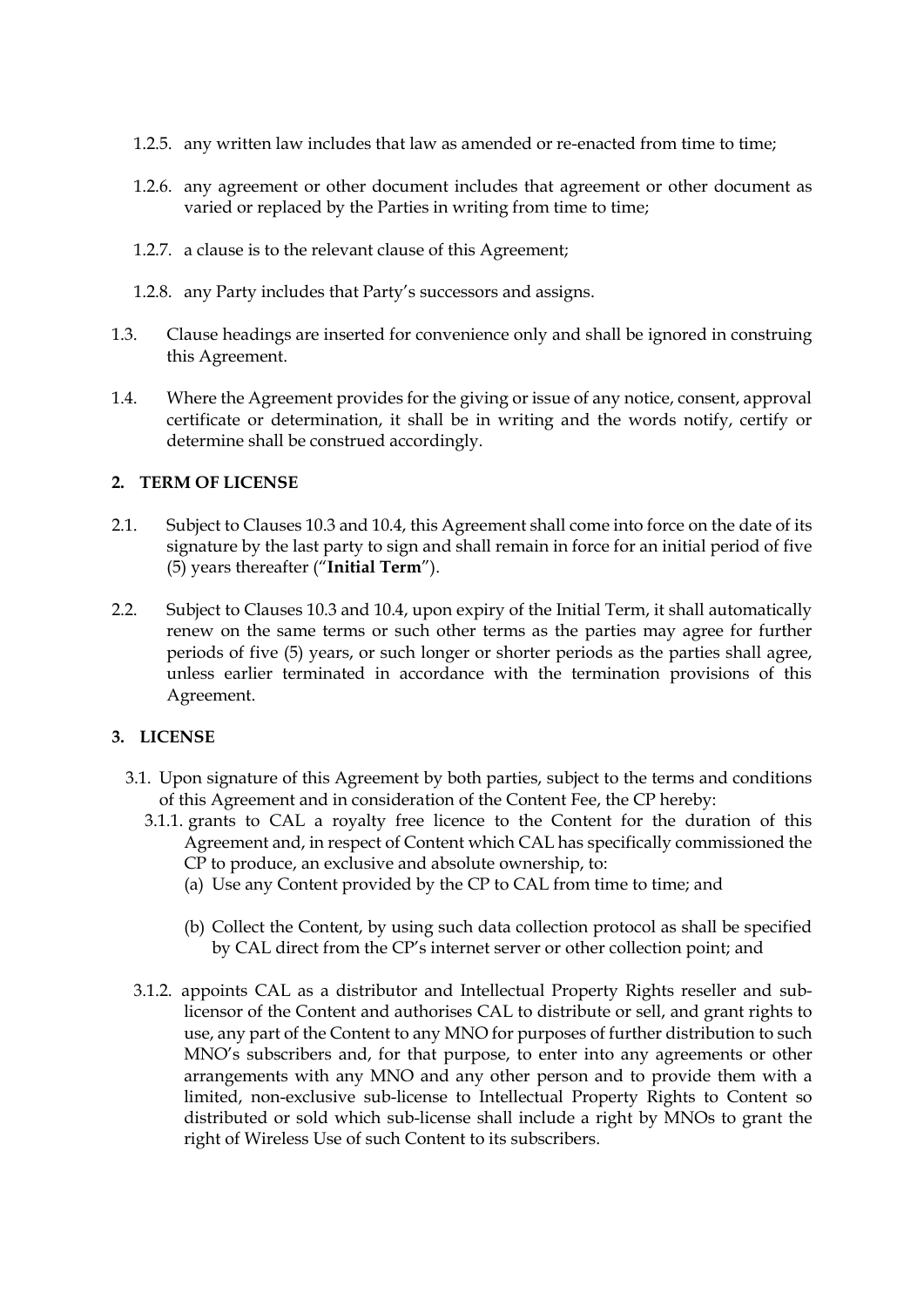1.2.5. any written law includes that law as amended or re-enacted from time to time;

1.2.6. any agreement or other document includes that agreement or other document as varied or replaced by the Parties in writing from time to time;

1.2.7. a clause is to the relevant clause of this Agreement;

1.2.8. any Party includes that Party's successors and assigns.

1.3. Clause headings are inserted for convenience only and shall be ignored in construing this Agreement.

1.4. Where the Agreement provides for the giving or issue of any notice, consent, approval certificate or determination, it shall be in writing and the words notify, certify or determine shall be construed accordingly.

## 2. TERM OF LICENSE

2.1. Subject to Clauses 10.3 and 10.4, this Agreement shall come into force on the date of its signature by the last party to sign and shall remain in force for an initial period of five (5) years thereafter ("**Initial Term**").

2.2. Subject to Clauses 10.3 and 10.4, upon expiry of the Initial Term, it shall automatically renew on the same terms or such other terms as the parties may agree for further periods of five (5) years, or such longer or shorter periods as the parties shall agree, unless earlier terminated in accordance with the termination provisions of this Agreement.

## 3. LICENSE

3.1. Upon signature of this Agreement by both parties, subject to the terms and conditions of this Agreement and in consideration of the Content Fee, the CP hereby:

3.1.1. grants to CAL a royalty free licence to the Content for the duration of this Agreement and, in respect of Content which CAL has specifically commissioned the CP to produce, an exclusive and absolute ownership, to:

(a) Use any Content provided by the CP to CAL from time to time; and

(b) Collect the Content, by using such data collection protocol as shall be specified by CAL direct from the CP's internet server or other collection point; and

3.1.2. appoints CAL as a distributor and Intellectual Property Rights reseller and sub-licensor of the Content and authorises CAL to distribute or sell, and grant rights to use, any part of the Content to any MNO for purposes of further distribution to such MNO's subscribers and, for that purpose, to enter into any agreements or other arrangements with any MNO and any other person and to provide them with a limited, non-exclusive sub-license to Intellectual Property Rights to Content so distributed or sold which sub-license shall include a right by MNOs to grant the right of Wireless Use of such Content to its subscribers.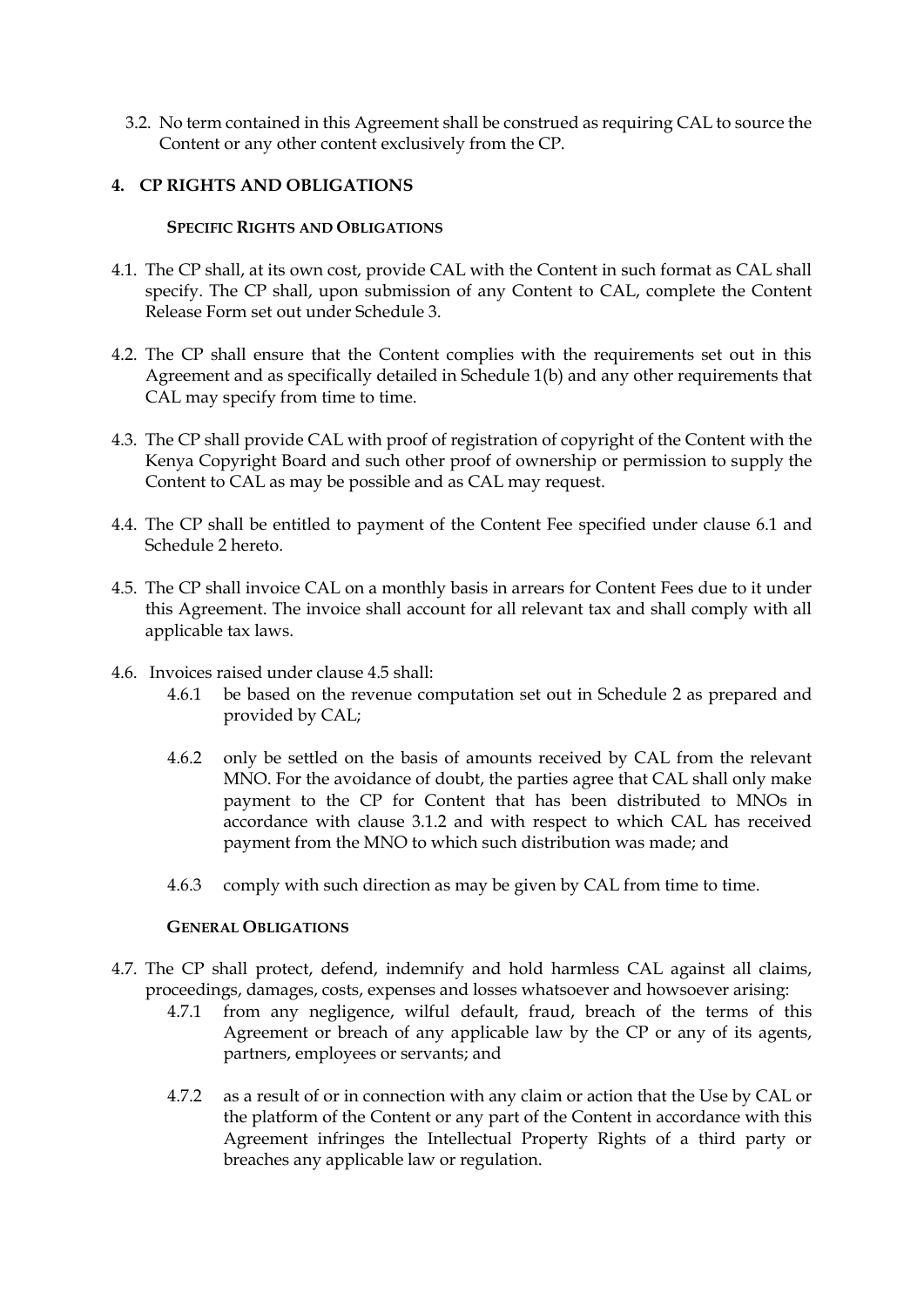3.2. No term contained in this Agreement shall be construed as requiring CAL to source the Content or any other content exclusively from the CP.

## 4. CP RIGHTS AND OBLIGATIONS

### SPECIFIC RIGHTS AND OBLIGATIONS

4.1. The CP shall, at its own cost, provide CAL with the Content in such format as CAL shall specify. The CP shall, upon submission of any Content to CAL, complete the Content Release Form set out under Schedule 3.

4.2. The CP shall ensure that the Content complies with the requirements set out in this Agreement and as specifically detailed in Schedule 1(b) and any other requirements that CAL may specify from time to time.

4.3. The CP shall provide CAL with proof of registration of copyright of the Content with the Kenya Copyright Board and such other proof of ownership or permission to supply the Content to CAL as may be possible and as CAL may request.

4.4. The CP shall be entitled to payment of the Content Fee specified under clause 6.1 and Schedule 2 hereto.

4.5. The CP shall invoice CAL on a monthly basis in arrears for Content Fees due to it under this Agreement. The invoice shall account for all relevant tax and shall comply with all applicable tax laws.

4.6. Invoices raised under clause 4.5 shall:

4.6.1 be based on the revenue computation set out in Schedule 2 as prepared and provided by CAL;

4.6.2 only be settled on the basis of amounts received by CAL from the relevant MNO. For the avoidance of doubt, the parties agree that CAL shall only make payment to the CP for Content that has been distributed to MNOs in accordance with clause 3.1.2 and with respect to which CAL has received payment from the MNO to which such distribution was made; and

4.6.3 comply with such direction as may be given by CAL from time to time.

### GENERAL OBLIGATIONS

4.7. The CP shall protect, defend, indemnify and hold harmless CAL against all claims, proceedings, damages, costs, expenses and losses whatsoever and howsoever arising:

4.7.1 from any negligence, wilful default, fraud, breach of the terms of this Agreement or breach of any applicable law by the CP or any of its agents, partners, employees or servants; and

4.7.2 as a result of or in connection with any claim or action that the Use by CAL or the platform of the Content or any part of the Content in accordance with this Agreement infringes the Intellectual Property Rights of a third party or breaches any applicable law or regulation.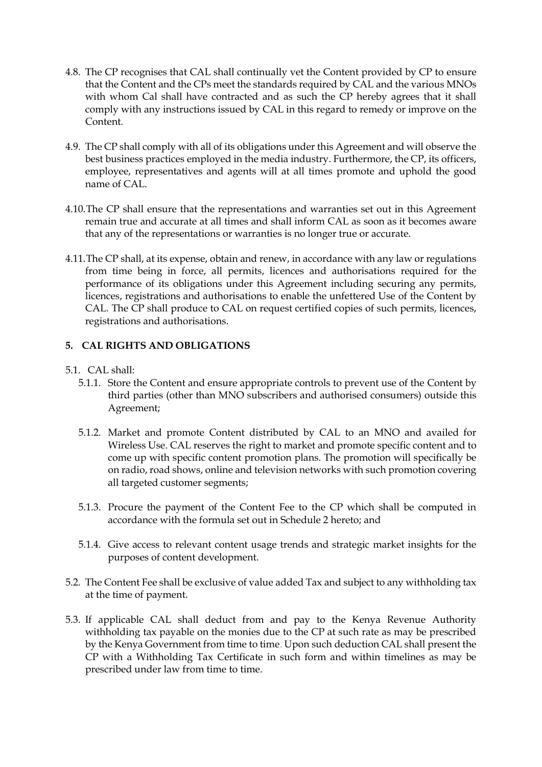4.8. The CP recognises that CAL shall continually vet the Content provided by CP to ensure that the Content and the CPs meet the standards required by CAL and the various MNOs with whom Cal shall have contracted and as such the CP hereby agrees that it shall comply with any instructions issued by CAL in this regard to remedy or improve on the Content.

4.9. The CP shall comply with all of its obligations under this Agreement and will observe the best business practices employed in the media industry. Furthermore, the CP, its officers, employee, representatives and agents will at all times promote and uphold the good name of CAL.

4.10. The CP shall ensure that the representations and warranties set out in this Agreement remain true and accurate at all times and shall inform CAL as soon as it becomes aware that any of the representations or warranties is no longer true or accurate.

4.11. The CP shall, at its expense, obtain and renew, in accordance with any law or regulations from time being in force, all permits, licences and authorisations required for the performance of its obligations under this Agreement including securing any permits, licences, registrations and authorisations to enable the unfettered Use of the Content by CAL. The CP shall produce to CAL on request certified copies of such permits, licences, registrations and authorisations.

## 5. CAL RIGHTS AND OBLIGATIONS

5.1. CAL shall:

5.1.1. Store the Content and ensure appropriate controls to prevent use of the Content by third parties (other than MNO subscribers and authorised consumers) outside this Agreement;

5.1.2. Market and promote Content distributed by CAL to an MNO and availed for Wireless Use. CAL reserves the right to market and promote specific content and to come up with specific content promotion plans. The promotion will specifically be on radio, road shows, online and television networks with such promotion covering all targeted customer segments;

5.1.3. Procure the payment of the Content Fee to the CP which shall be computed in accordance with the formula set out in Schedule 2 hereto; and

5.1.4. Give access to relevant content usage trends and strategic market insights for the purposes of content development.

5.2. The Content Fee shall be exclusive of value added Tax and subject to any withholding tax at the time of payment.

5.3. If applicable CAL shall deduct from and pay to the Kenya Revenue Authority withholding tax payable on the monies due to the CP at such rate as may be prescribed by the Kenya Government from time to time. Upon such deduction CAL shall present the CP with a Withholding Tax Certificate in such form and within timelines as may be prescribed under law from time to time.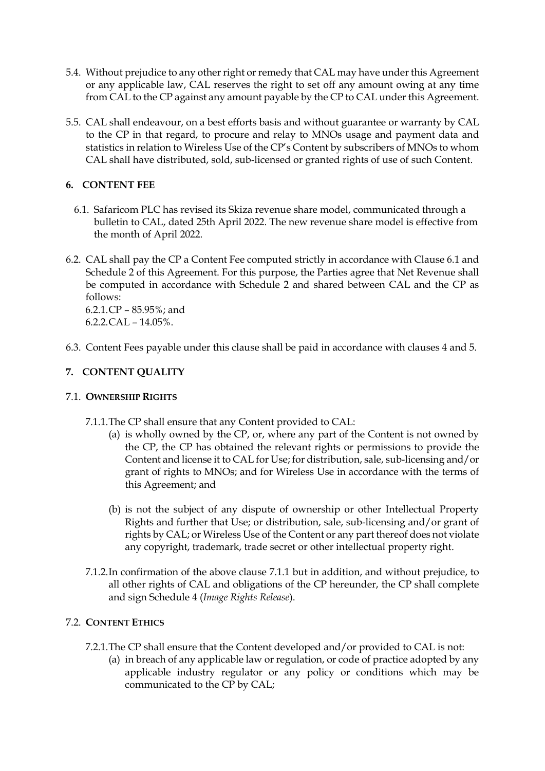5.4. Without prejudice to any other right or remedy that CAL may have under this Agreement or any applicable law, CAL reserves the right to set off any amount owing at any time from CAL to the CP against any amount payable by the CP to CAL under this Agreement.

5.5. CAL shall endeavour, on a best efforts basis and without guarantee or warranty by CAL to the CP in that regard, to procure and relay to MNOs usage and payment data and statistics in relation to Wireless Use of the CP's Content by subscribers of MNOs to whom CAL shall have distributed, sold, sub-licensed or granted rights of use of such Content.

## 6. CONTENT FEE

6.1. Safaricom PLC has revised its Skiza revenue share model, communicated through a bulletin to CAL, dated 25th April 2022. The new revenue share model is effective from the month of April 2022.

6.2. CAL shall pay the CP a Content Fee computed strictly in accordance with Clause 6.1 and Schedule 2 of this Agreement. For this purpose, the Parties agree that Net Revenue shall be computed in accordance with Schedule 2 and shared between CAL and the CP as follows:

6.2.1. CP – 85.95%; and

6.2.2. CAL – 14.05%.

6.3. Content Fees payable under this clause shall be paid in accordance with clauses 4 and 5.

## 7. CONTENT QUALITY

### 7.1. OWNERSHIP RIGHTS

7.1.1. The CP shall ensure that any Content provided to CAL:

(a) is wholly owned by the CP, or, where any part of the Content is not owned by the CP, the CP has obtained the relevant rights or permissions to provide the Content and license it to CAL for Use; for distribution, sale, sub-licensing and/or grant of rights to MNOs; and for Wireless Use in accordance with the terms of this Agreement; and

(b) is not the subject of any dispute of ownership or other Intellectual Property Rights and further that Use; or, distribution, sale, sub-licensing and/or grant of rights by CAL; or Wireless Use of the Content or any part thereof does not violate any copyright, trademark, trade secret or other intellectual property right.

7.1.2. In confirmation of the above clause 7.1.1 but in addition, and without prejudice, to all other rights of CAL and obligations of the CP hereunder, the CP shall complete and sign Schedule 4 (*Image Rights Release*).

### 7.2. CONTENT ETHICS

7.2.1. The CP shall ensure that the Content developed and/or provided to CAL is not:

(a) in breach of any applicable law or regulation, or code of practice adopted by any applicable industry regulator or any policy or conditions which may be communicated to the CP by CAL;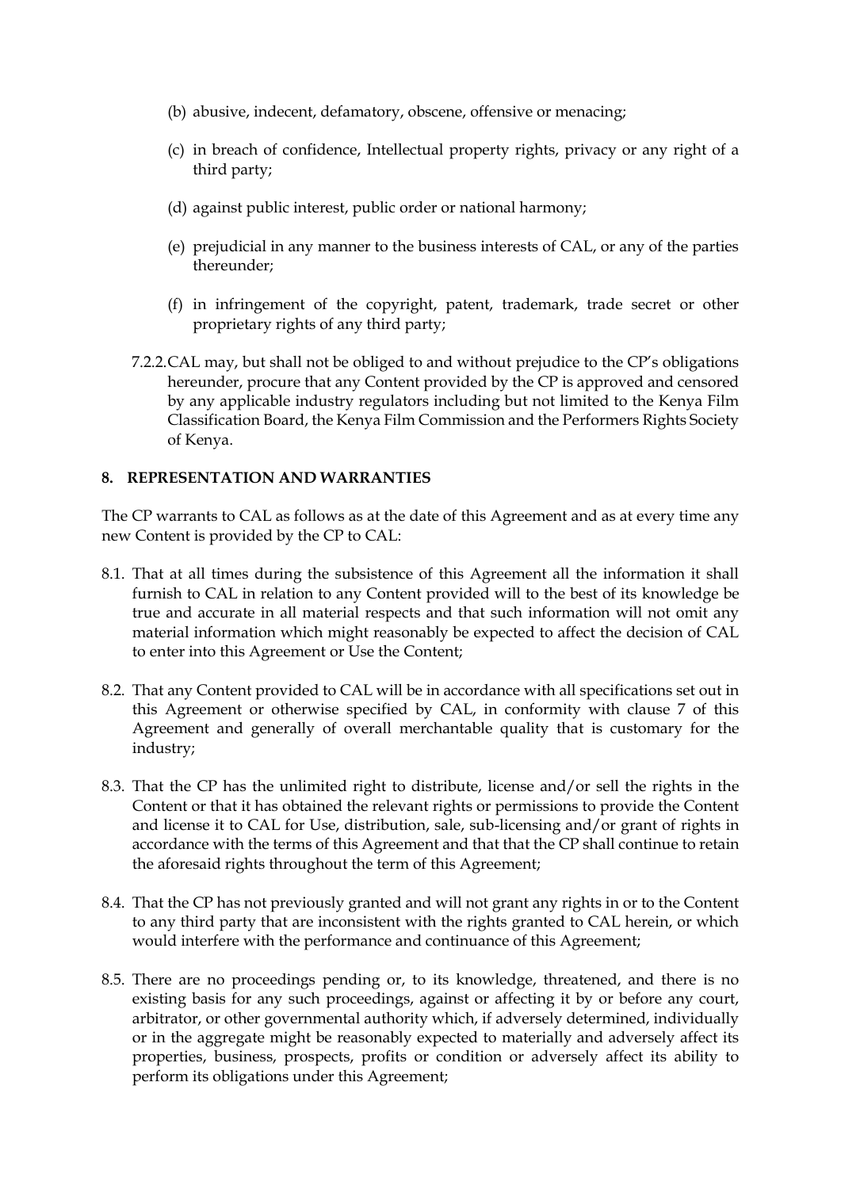(b) abusive, indecent, defamatory, obscene, offensive or menacing;

(c) in breach of confidence, Intellectual property rights, privacy or any right of a third party;

(d) against public interest, public order or national harmony;

(e) prejudicial in any manner to the business interests of CAL, or any of the parties thereunder;

(f) in infringement of the copyright, patent, trademark, trade secret or other proprietary rights of any third party;

7.2.2. CAL may, but shall not be obliged to and without prejudice to the CP's obligations hereunder, procure that any Content provided by the CP is approved and censored by any applicable industry regulators including but not limited to the Kenya Film Classification Board, the Kenya Film Commission and the Performers Rights Society of Kenya.

## 8. REPRESENTATION AND WARRANTIES

The CP warrants to CAL as follows as at the date of this Agreement and as at every time any new Content is provided by the CP to CAL:

8.1. That at all times during the subsistence of this Agreement all the information it shall furnish to CAL in relation to any Content provided will to the best of its knowledge be true and accurate in all material respects and that such information will not omit any material information which might reasonably be expected to affect the decision of CAL to enter into this Agreement or Use the Content;

8.2. That any Content provided to CAL will be in accordance with all specifications set out in this Agreement or otherwise specified by CAL, in conformity with clause 7 of this Agreement and generally of overall merchantable quality that is customary for the industry;

8.3. That the CP has the unlimited right to distribute, license and/or sell the rights in the Content or that it has obtained the relevant rights or permissions to provide the Content and license it to CAL for Use, distribution, sale, sub-licensing and/or grant of rights in accordance with the terms of this Agreement and that that the CP shall continue to retain the aforesaid rights throughout the term of this Agreement;

8.4. That the CP has not previously granted and will not grant any rights in or to the Content to any third party that are inconsistent with the rights granted to CAL herein, or which would interfere with the performance and continuance of this Agreement;

8.5. There are no proceedings pending or, to its knowledge, threatened, and there is no existing basis for any such proceedings, against or affecting it by or before any court, arbitrator, or other governmental authority which, if adversely determined, individually or in the aggregate might be reasonably expected to materially and adversely affect its properties, business, prospects, profits or condition or adversely affect its ability to perform its obligations under this Agreement;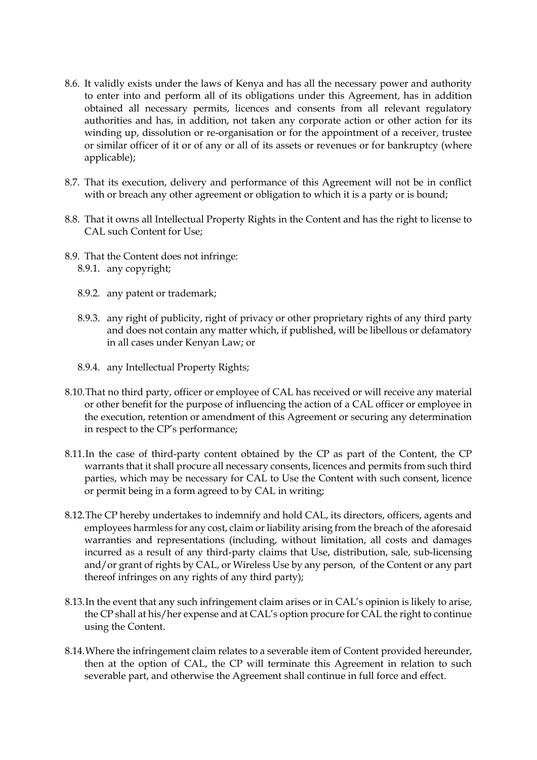8.6. It validly exists under the laws of Kenya and has all the necessary power and authority to enter into and perform all of its obligations under this Agreement, has in addition obtained all necessary permits, licences and consents from all relevant regulatory authorities and has, in addition, not taken any corporate action or other action for its winding up, dissolution or re-organisation or for the appointment of a receiver, trustee or similar officer of it or of any or all of its assets or revenues or for bankruptcy (where applicable);

8.7. That its execution, delivery and performance of this Agreement will not be in conflict with or breach any other agreement or obligation to which it is a party or is bound;

8.8. That it owns all Intellectual Property Rights in the Content and has the right to license to CAL such Content for Use;

8.9. That the Content does not infringe:

- 8.9.1. any copyright;
- 8.9.2. any patent or trademark;
- 8.9.3. any right of publicity, right of privacy or other proprietary rights of any third party and does not contain any matter which, if published, will be libellous or defamatory in all cases under Kenyan Law; or
- 8.9.4. any Intellectual Property Rights;

8.10. That no third party, officer or employee of CAL has received or will receive any material or other benefit for the purpose of influencing the action of a CAL officer or employee in the execution, retention or amendment of this Agreement or securing any determination in respect to the CP's performance;

8.11. In the case of third-party content obtained by the CP as part of the Content, the CP warrants that it shall procure all necessary consents, licences and permits from such third parties, which may be necessary for CAL to Use the Content with such consent, licence or permit being in a form agreed to by CAL in writing;

8.12. The CP hereby undertakes to indemnify and hold CAL, its directors, officers, agents and employees harmless for any cost, claim or liability arising from the breach of the aforesaid warranties and representations (including, without limitation, all costs and damages incurred as a result of any third-party claims that Use, distribution, sale, sub-licensing and/or grant of rights by CAL, or Wireless Use by any person, of the Content or any part thereof infringes on any rights of any third party);

8.13. In the event that any such infringement claim arises or in CAL's opinion is likely to arise, the CP shall at his/her expense and at CAL's option procure for CAL the right to continue using the Content.

8.14. Where the infringement claim relates to a severable item of Content provided hereunder, then at the option of CAL, the CP will terminate this Agreement in relation to such severable part, and otherwise the Agreement shall continue in full force and effect.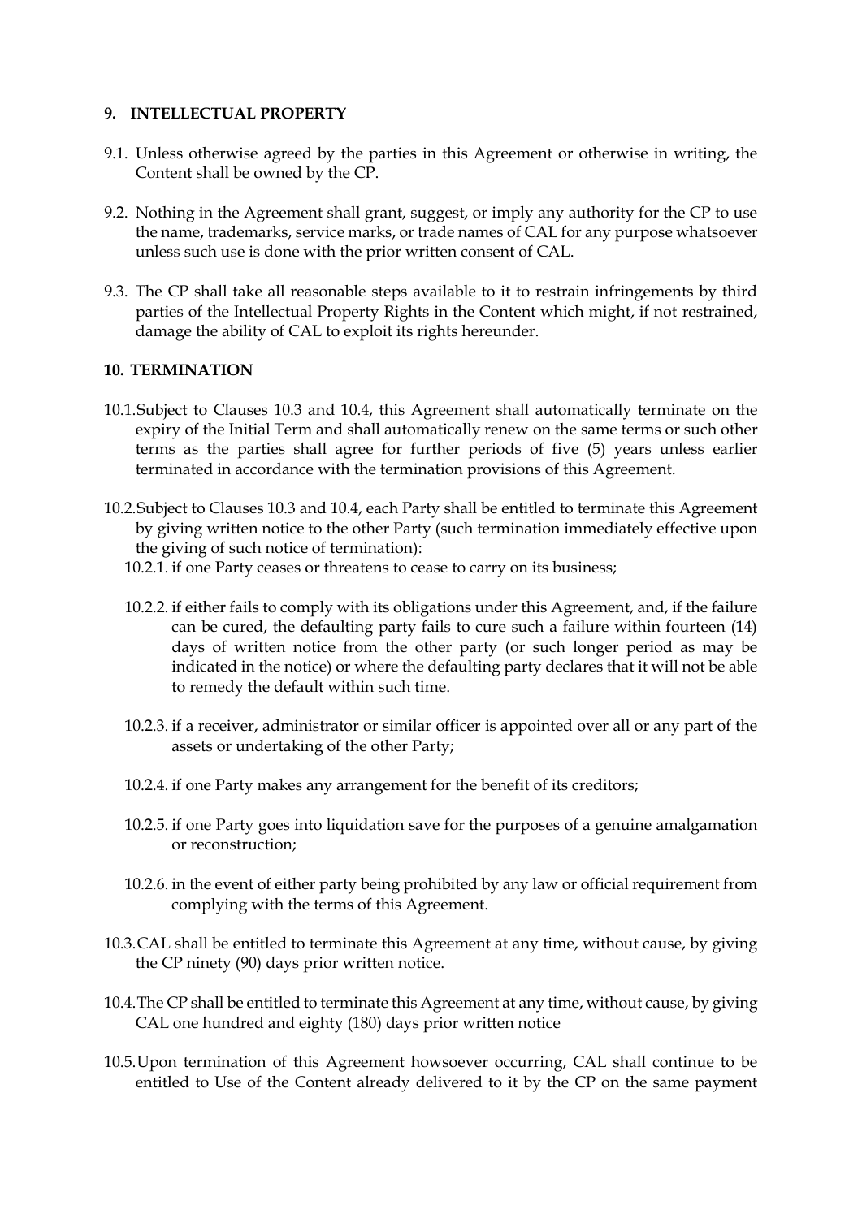## 9. INTELLECTUAL PROPERTY

9.1. Unless otherwise agreed by the parties in this Agreement or otherwise in writing, the Content shall be owned by the CP.

9.2. Nothing in the Agreement shall grant, suggest, or imply any authority for the CP to use the name, trademarks, service marks, or trade names of CAL for any purpose whatsoever unless such use is done with the prior written consent of CAL.

9.3. The CP shall take all reasonable steps available to it to restrain infringements by third parties of the Intellectual Property Rights in the Content which might, if not restrained, damage the ability of CAL to exploit its rights hereunder.

## 10. TERMINATION

10.1. Subject to Clauses 10.3 and 10.4, this Agreement shall automatically terminate on the expiry of the Initial Term and shall automatically renew on the same terms or such other terms as the parties shall agree for further periods of five (5) years unless earlier terminated in accordance with the termination provisions of this Agreement.

10.2. Subject to Clauses 10.3 and 10.4, each Party shall be entitled to terminate this Agreement by giving written notice to the other Party (such termination immediately effective upon the giving of such notice of termination):

10.2.1. if one Party ceases or threatens to cease to carry on its business;

10.2.2. if either fails to comply with its obligations under this Agreement, and, if the failure can be cured, the defaulting party fails to cure such a failure within fourteen (14) days of written notice from the other party (or such longer period as may be indicated in the notice) or where the defaulting party declares that it will not be able to remedy the default within such time.

10.2.3. if a receiver, administrator or similar officer is appointed over all or any part of the assets or undertaking of the other Party;

10.2.4. if one Party makes any arrangement for the benefit of its creditors;

10.2.5. if one Party goes into liquidation save for the purposes of a genuine amalgamation or reconstruction;

10.2.6. in the event of either party being prohibited by any law or official requirement from complying with the terms of this Agreement.

10.3. CAL shall be entitled to terminate this Agreement at any time, without cause, by giving the CP ninety (90) days prior written notice.

10.4. The CP shall be entitled to terminate this Agreement at any time, without cause, by giving CAL one hundred and eighty (180) days prior written notice

10.5. Upon termination of this Agreement howsoever occurring, CAL shall continue to be entitled to Use of the Content already delivered to it by the CP on the same payment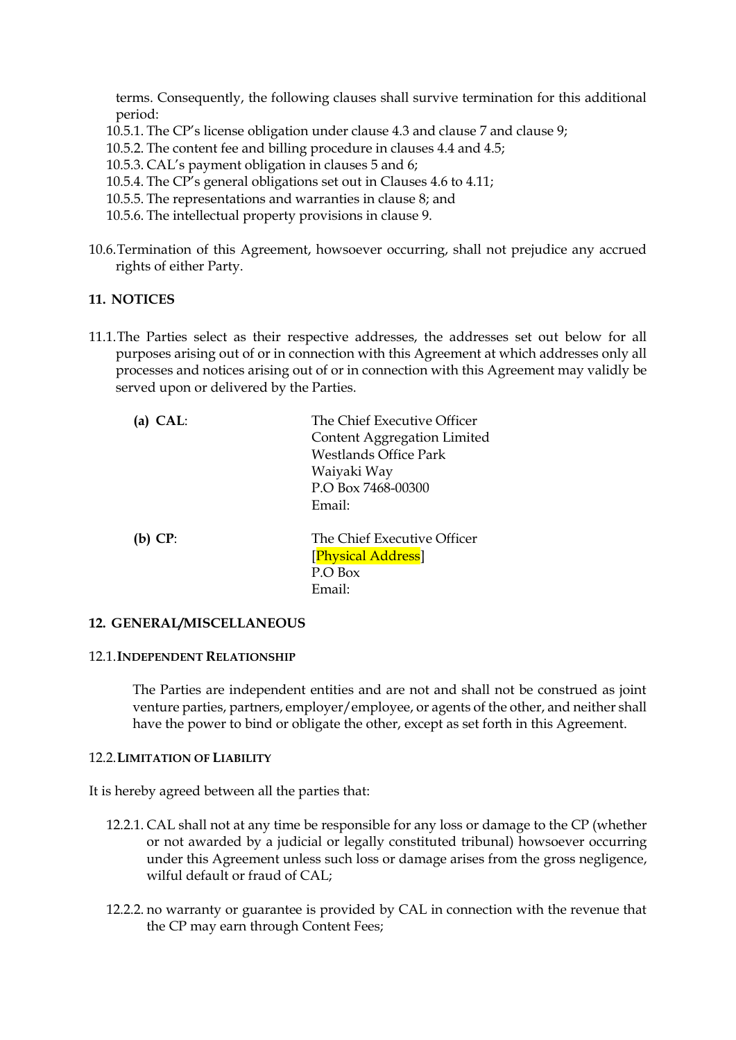terms. Consequently, the following clauses shall survive termination for this additional period:

10.5.1. The CP's license obligation under clause 4.3 and clause 7 and clause 9;

10.5.2. The content fee and billing procedure in clauses 4.4 and 4.5;

10.5.3. CAL's payment obligation in clauses 5 and 6;

10.5.4. The CP's general obligations set out in Clauses 4.6 to 4.11;

10.5.5. The representations and warranties in clause 8; and

10.5.6. The intellectual property provisions in clause 9.

10.6. Termination of this Agreement, howsoever occurring, shall not prejudice any accrued rights of either Party.

## 11. NOTICES

11.1. The Parties select as their respective addresses, the addresses set out below for all purposes arising out of or in connection with this Agreement at which addresses only all processes and notices arising out of or in connection with this Agreement may validly be served upon or delivered by the Parties.

**(a) CAL**:

The Chief Executive Officer
Content Aggregation Limited
Westlands Office Park
Waiyaki Way
P.O Box 7468-00300
Email:

**(b) CP**:

The Chief Executive Officer
[Physical Address]
P.O Box
Email:

## 12. GENERAL/MISCELLANEOUS

### 12.1. INDEPENDENT RELATIONSHIP

The Parties are independent entities and are not and shall not be construed as joint venture parties, partners, employer/employee, or agents of the other, and neither shall have the power to bind or obligate the other, except as set forth in this Agreement.

### 12.2. LIMITATION OF LIABILITY

It is hereby agreed between all the parties that:

12.2.1. CAL shall not at any time be responsible for any loss or damage to the CP (whether or not awarded by a judicial or legally constituted tribunal) howsoever occurring under this Agreement unless such loss or damage arises from the gross negligence, wilful default or fraud of CAL;

12.2.2. no warranty or guarantee is provided by CAL in connection with the revenue that the CP may earn through Content Fees;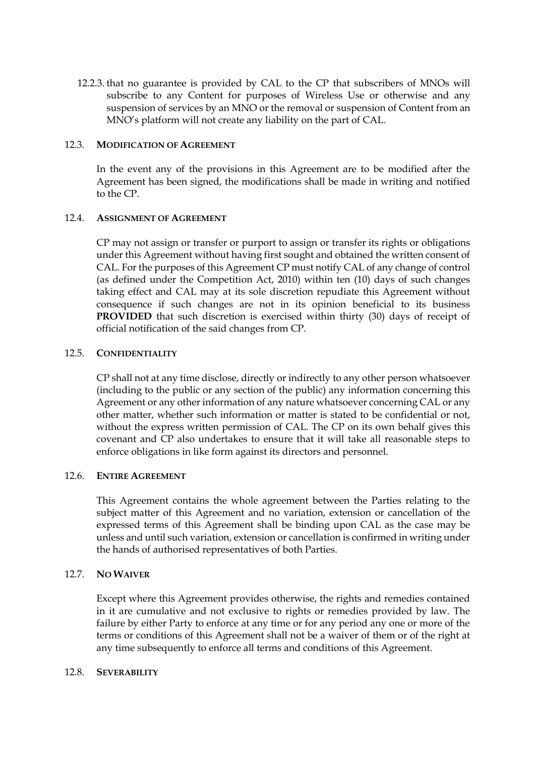12.2.3. that no guarantee is provided by CAL to the CP that subscribers of MNOs will subscribe to any Content for purposes of Wireless Use or otherwise and any suspension of services by an MNO or the removal or suspension of Content from an MNO's platform will not create any liability on the part of CAL.

12.3. **MODIFICATION OF AGREEMENT**

In the event any of the provisions in this Agreement are to be modified after the Agreement has been signed, the modifications shall be made in writing and notified to the CP.

12.4. **ASSIGNMENT OF AGREEMENT**

CP may not assign or transfer or purport to assign or transfer its rights or obligations under this Agreement without having first sought and obtained the written consent of CAL. For the purposes of this Agreement CP must notify CAL of any change of control (as defined under the Competition Act, 2010) within ten (10) days of such changes taking effect and CAL may at its sole discretion repudiate this Agreement without consequence if such changes are not in its opinion beneficial to its business **PROVIDED** that such discretion is exercised within thirty (30) days of receipt of official notification of the said changes from CP.

12.5. **CONFIDENTIALITY**

CP shall not at any time disclose, directly or indirectly to any other person whatsoever (including to the public or any section of the public) any information concerning this Agreement or any other information of any nature whatsoever concerning CAL or any other matter, whether such information or matter is stated to be confidential or not, without the express written permission of CAL. The CP on its own behalf gives this covenant and CP also undertakes to ensure that it will take all reasonable steps to enforce obligations in like form against its directors and personnel.

12.6. **ENTIRE AGREEMENT**

This Agreement contains the whole agreement between the Parties relating to the subject matter of this Agreement and no variation, extension or cancellation of the expressed terms of this Agreement shall be binding upon CAL as the case may be unless and until such variation, extension or cancellation is confirmed in writing under the hands of authorised representatives of both Parties.

12.7. **NO WAIVER**

Except where this Agreement provides otherwise, the rights and remedies contained in it are cumulative and not exclusive to rights or remedies provided by law. The failure by either Party to enforce at any time or for any period any one or more of the terms or conditions of this Agreement shall not be a waiver of them or of the right at any time subsequently to enforce all terms and conditions of this Agreement.

12.8. **SEVERABILITY**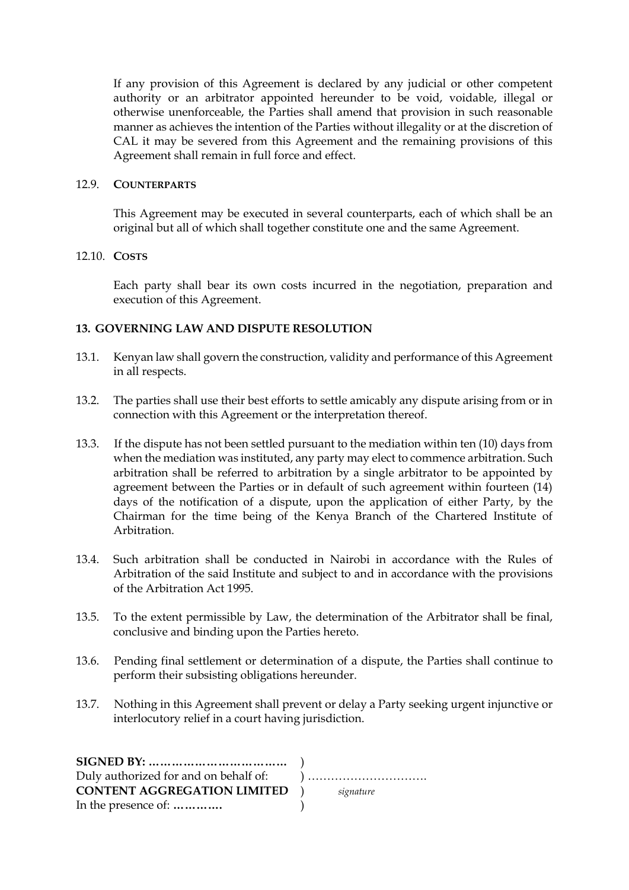If any provision of this Agreement is declared by any judicial or other competent authority or an arbitrator appointed hereunder to be void, voidable, illegal or otherwise unenforceable, the Parties shall amend that provision in such reasonable manner as achieves the intention of the Parties without illegality or at the discretion of CAL it may be severed from this Agreement and the remaining provisions of this Agreement shall remain in full force and effect.

12.9. **COUNTERPARTS**

This Agreement may be executed in several counterparts, each of which shall be an original but all of which shall together constitute one and the same Agreement.

12.10. **COSTS**

Each party shall bear its own costs incurred in the negotiation, preparation and execution of this Agreement.

**13. GOVERNING LAW AND DISPUTE RESOLUTION**

13.1. Kenyan law shall govern the construction, validity and performance of this Agreement in all respects.

13.2. The parties shall use their best efforts to settle amicably any dispute arising from or in connection with this Agreement or the interpretation thereof.

13.3. If the dispute has not been settled pursuant to the mediation within ten (10) days from when the mediation was instituted, any party may elect to commence arbitration. Such arbitration shall be referred to arbitration by a single arbitrator to be appointed by agreement between the Parties or in default of such agreement within fourteen (14) days of the notification of a dispute, upon the application of either Party, by the Chairman for the time being of the Kenya Branch of the Chartered Institute of Arbitration.

13.4. Such arbitration shall be conducted in Nairobi in accordance with the Rules of Arbitration of the said Institute and subject to and in accordance with the provisions of the Arbitration Act 1995.

13.5. To the extent permissible by Law, the determination of the Arbitrator shall be final, conclusive and binding upon the Parties hereto.

13.6. Pending final settlement or determination of a dispute, the Parties shall continue to perform their subsisting obligations hereunder.

13.7. Nothing in this Agreement shall prevent or delay a Party seeking urgent injunctive or interlocutory relief in a court having jurisdiction.

**SIGNED BY: ………………………………** )
Duly authorized for and on behalf of: ) ………………………….
**CONTENT AGGREGATION LIMITED** ) *signature*
In the presence of: **………….** )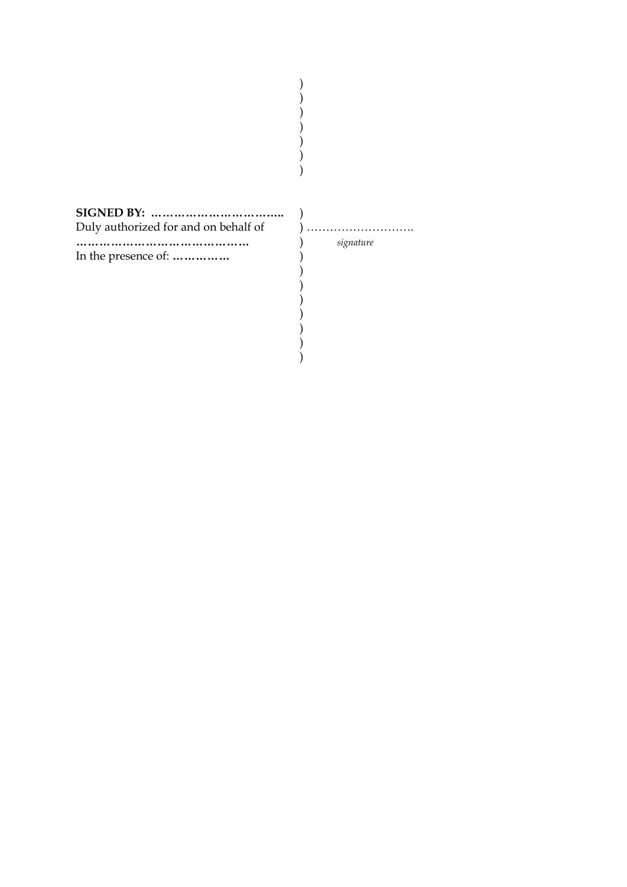)
)
)
)
)
)
)

**SIGNED BY: ……………………………..** )
Duly authorized for and on behalf of ) ……………………….
**……………………………………** ) *signature*
In the presence of: **……………** )
)
)
)
)
)
)
)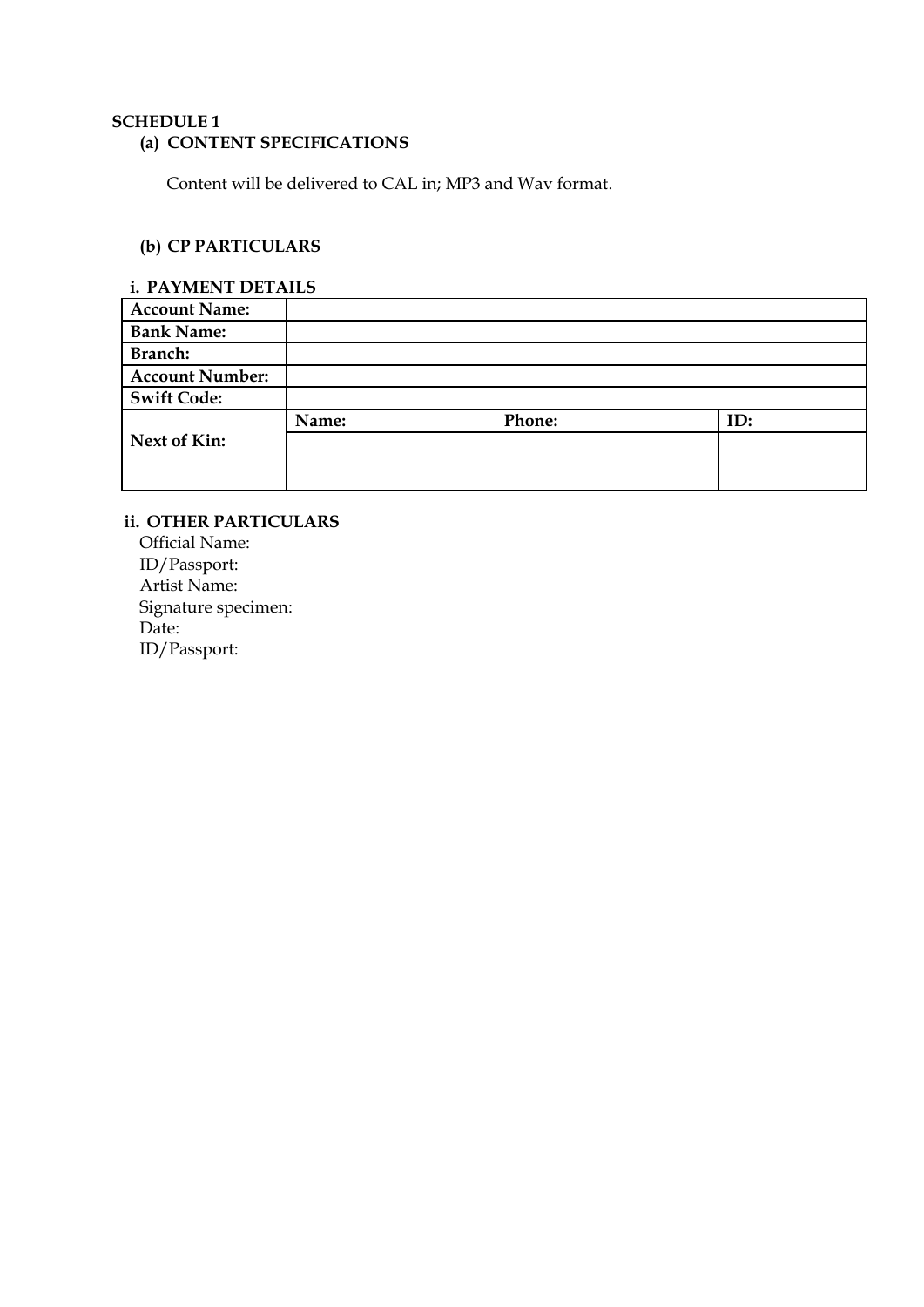**SCHEDULE 1**

**(a) CONTENT SPECIFICATIONS**

Content will be delivered to CAL in; MP3 and Wav format.

**(b) CP PARTICULARS**

**i. PAYMENT DETAILS**

| **Account Name:** | | | |
|---|---|---|---|
| **Bank Name:** | | | |
| **Branch:** | | | |
| **Account Number:** | | | |
| **Swift Code:** | | | |
| **Next of Kin:** | **Name:** | **Phone:** | **ID:** |
| | | | |

**ii. OTHER PARTICULARS**

Official Name:
ID/Passport:
Artist Name:
Signature specimen:
Date:
ID/Passport: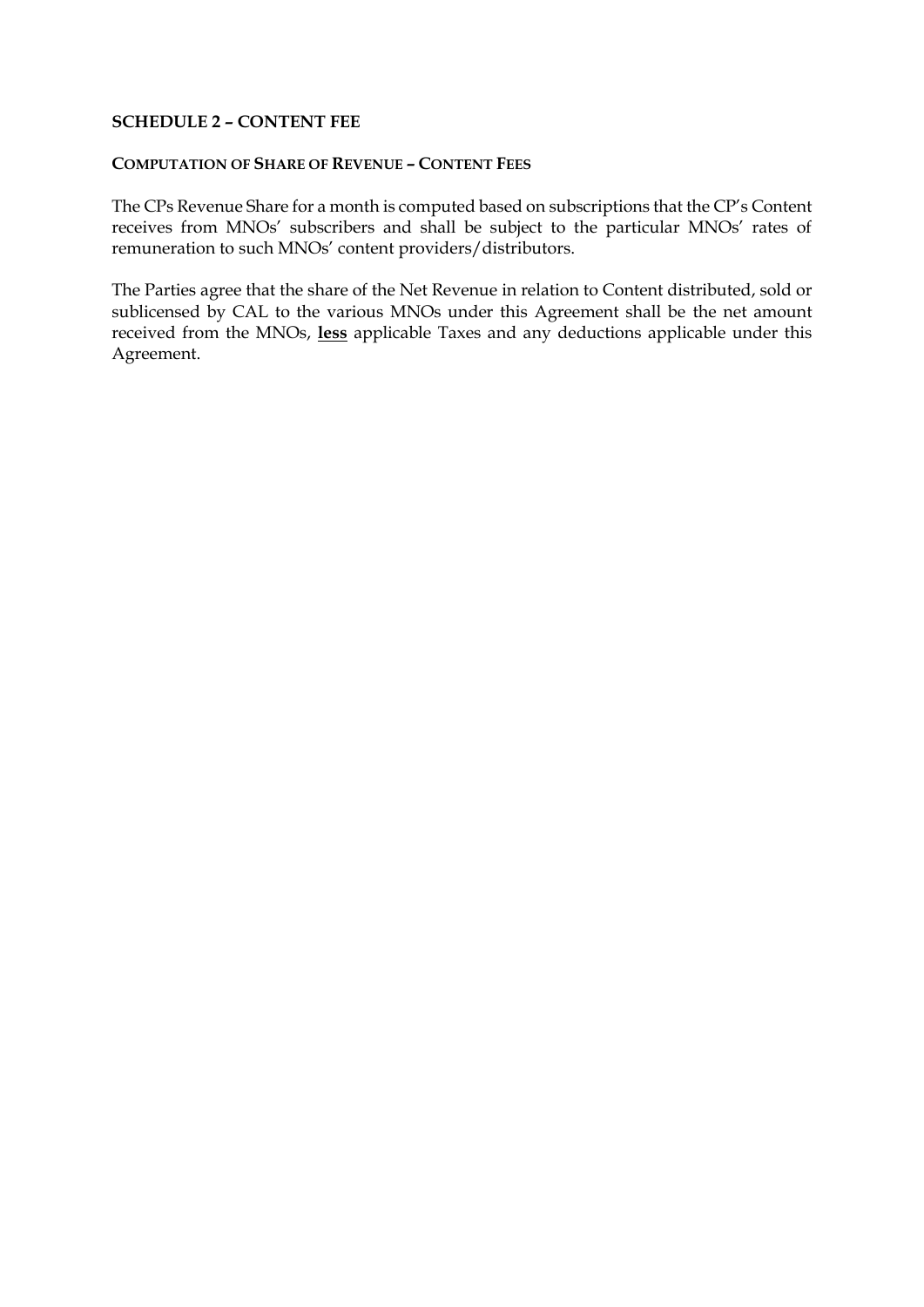## SCHEDULE 2 – CONTENT FEE

### COMPUTATION OF SHARE OF REVENUE – CONTENT FEES

The CPs Revenue Share for a month is computed based on subscriptions that the CP's Content receives from MNOs' subscribers and shall be subject to the particular MNOs' rates of remuneration to such MNOs' content providers/distributors.

The Parties agree that the share of the Net Revenue in relation to Content distributed, sold or sublicensed by CAL to the various MNOs under this Agreement shall be the net amount received from the MNOs, **<u>less</u>** applicable Taxes and any deductions applicable under this Agreement.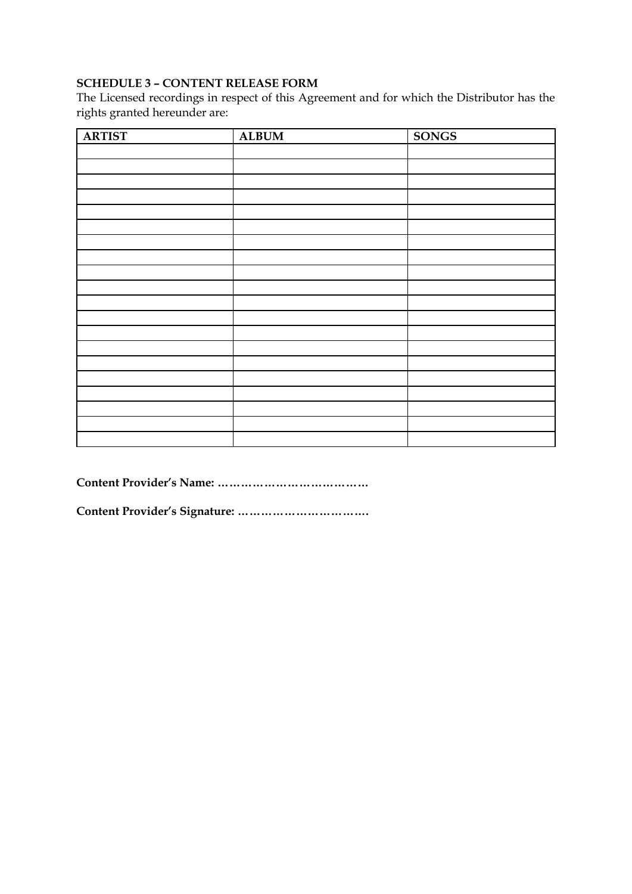**SCHEDULE 3 – CONTENT RELEASE FORM**

The Licensed recordings in respect of this Agreement and for which the Distributor has the rights granted hereunder are:

| ARTIST | ALBUM | SONGS |
|---|---|---|
| | | |
| | | |
| | | |
| | | |
| | | |
| | | |
| | | |
| | | |
| | | |
| | | |
| | | |
| | | |
| | | |
| | | |
| | | |
| | | |
| | | |
| | | |
| | | |
| | | |

**Content Provider's Name: …………………………………**

**Content Provider's Signature: …………………………….**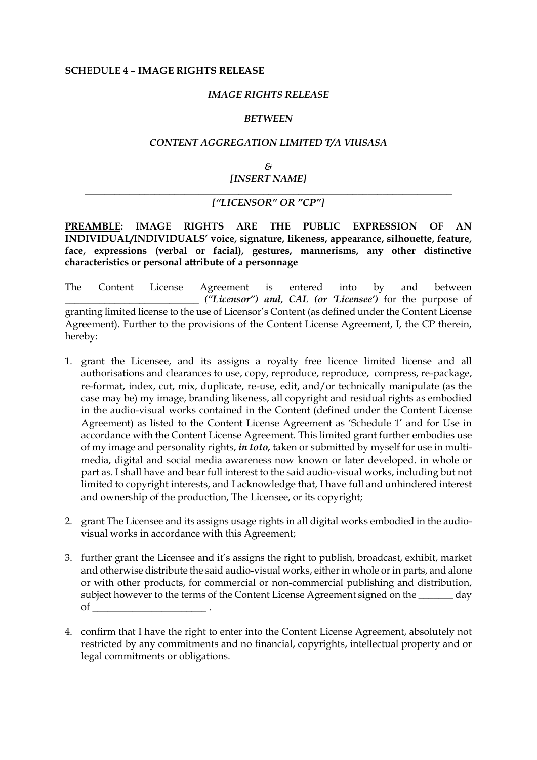**SCHEDULE 4 – IMAGE RIGHTS RELEASE**

*IMAGE RIGHTS RELEASE*

*BETWEEN*

*CONTENT AGGREGATION LIMITED T/A VIUSASA*

*&*

*[INSERT NAME]*

*["LICENSOR" OR "CP"]*

**PREAMBLE: IMAGE RIGHTS ARE THE PUBLIC EXPRESSION OF AN INDIVIDUAL/INDIVIDUALS' voice, signature, likeness, appearance, silhouette, feature, face, expressions (verbal or facial), gestures, mannerisms, any other distinctive characteristics or personal attribute of a personnage**

The Content License Agreement is entered into by and between ___________________________ ***("Licensor") and, CAL (or 'Licensee')*** for the purpose of granting limited license to the use of Licensor's Content (as defined under the Content License Agreement). Further to the provisions of the Content License Agreement, I, the CP therein, hereby:

1. grant the Licensee, and its assigns a royalty free licence limited license and all authorisations and clearances to use, copy, reproduce, reproduce, compress, re-package, re-format, index, cut, mix, duplicate, re-use, edit, and/or technically manipulate (as the case may be) my image, branding likeness, all copyright and residual rights as embodied in the audio-visual works contained in the Content (defined under the Content License Agreement) as listed to the Content License Agreement as 'Schedule 1' and for Use in accordance with the Content License Agreement. This limited grant further embodies use of my image and personality rights, ***in toto***, taken or submitted by myself for use in multi-media, digital and social media awareness now known or later developed. in whole or part as. I shall have and bear full interest to the said audio-visual works, including but not limited to copyright interests, and I acknowledge that, I have full and unhindered interest and ownership of the production, The Licensee, or its copyright;

2. grant The Licensee and its assigns usage rights in all digital works embodied in the audio-visual works in accordance with this Agreement;

3. further grant the Licensee and it's assigns the right to publish, broadcast, exhibit, market and otherwise distribute the said audio-visual works, either in whole or in parts, and alone or with other products, for commercial or non-commercial publishing and distribution, subject however to the terms of the Content License Agreement signed on the _______ day of _______________________ .

4. confirm that I have the right to enter into the Content License Agreement, absolutely not restricted by any commitments and no financial, copyrights, intellectual property and or legal commitments or obligations.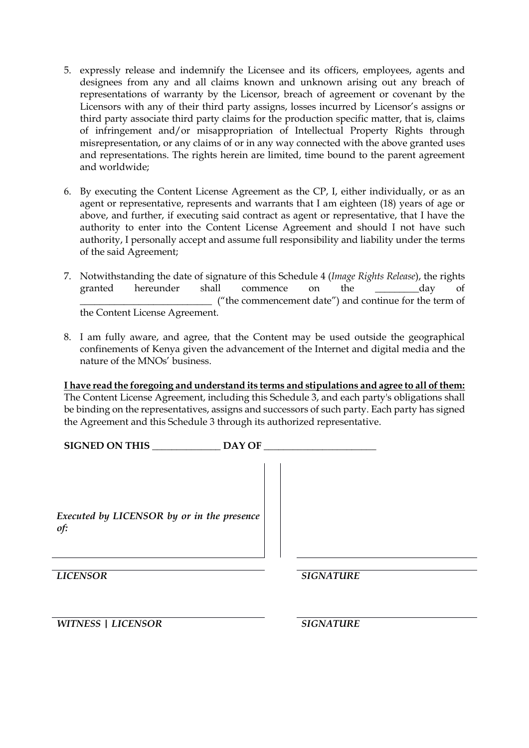5. expressly release and indemnify the Licensee and its officers, employees, agents and designees from any and all claims known and unknown arising out any breach of representations of warranty by the Licensor, breach of agreement or covenant by the Licensors with any of their third party assigns, losses incurred by Licensor's assigns or third party associate third party claims for the production specific matter, that is, claims of infringement and/or misappropriation of Intellectual Property Rights through misrepresentation, or any claims of or in any way connected with the above granted uses and representations. The rights herein are limited, time bound to the parent agreement and worldwide;

6. By executing the Content License Agreement as the CP, I, either individually, or as an agent or representative, represents and warrants that I am eighteen (18) years of age or above, and further, if executing said contract as agent or representative, that I have the authority to enter into the Content License Agreement and should I not have such authority, I personally accept and assume full responsibility and liability under the terms of the said Agreement;

7. Notwithstanding the date of signature of this Schedule 4 (*Image Rights Release*), the rights granted hereunder shall commence on the _________day of ___________________________ ("the commencement date") and continue for the term of the Content License Agreement.

8. I am fully aware, and agree, that the Content may be used outside the geographical confinements of Kenya given the advancement of the Internet and digital media and the nature of the MNOs' business.

**<u>I have read the foregoing and understand its terms and stipulations and agree to all of them:</u>**
The Content License Agreement, including this Schedule 3, and each party's obligations shall be binding on the representatives, assigns and successors of such party. Each party has signed the Agreement and this Schedule 3 through its authorized representative.

**SIGNED ON THIS ______________ DAY OF _______________________**

*Executed by LICENSOR by or in the presence of:*

| | |
|---|---|
| ***LICENSOR*** | ***SIGNATURE*** |
| ***WITNESS \| LICENSOR*** | ***SIGNATURE*** |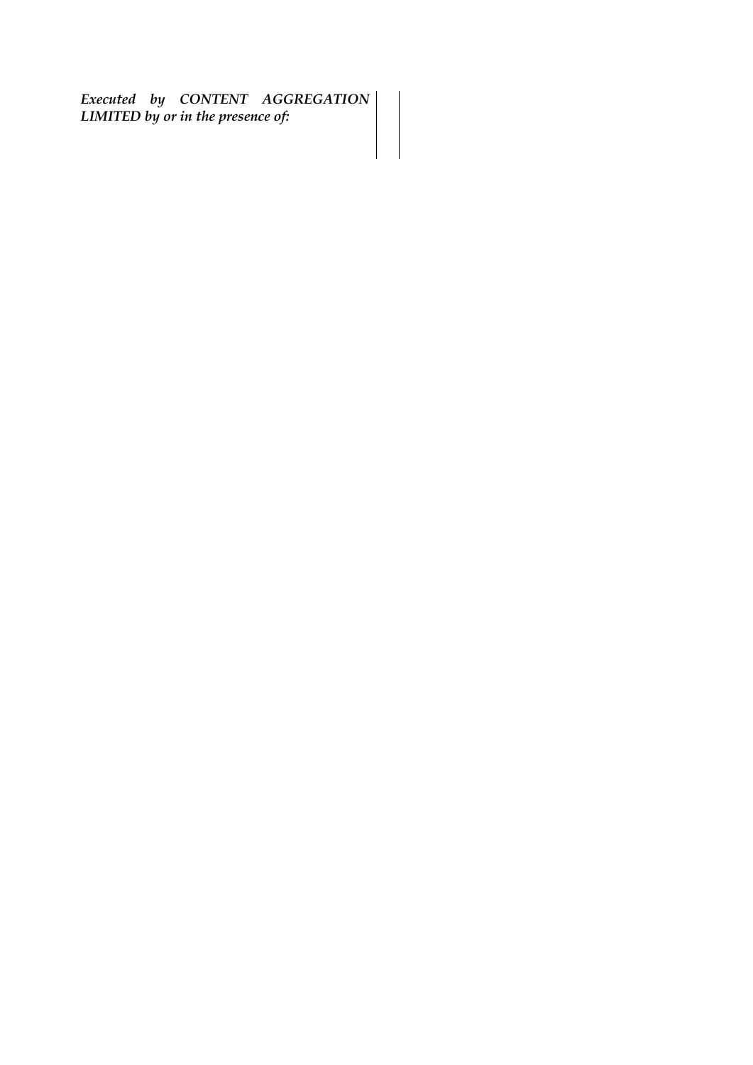***Executed by CONTENT AGGREGATION LIMITED by or in the presence of:***